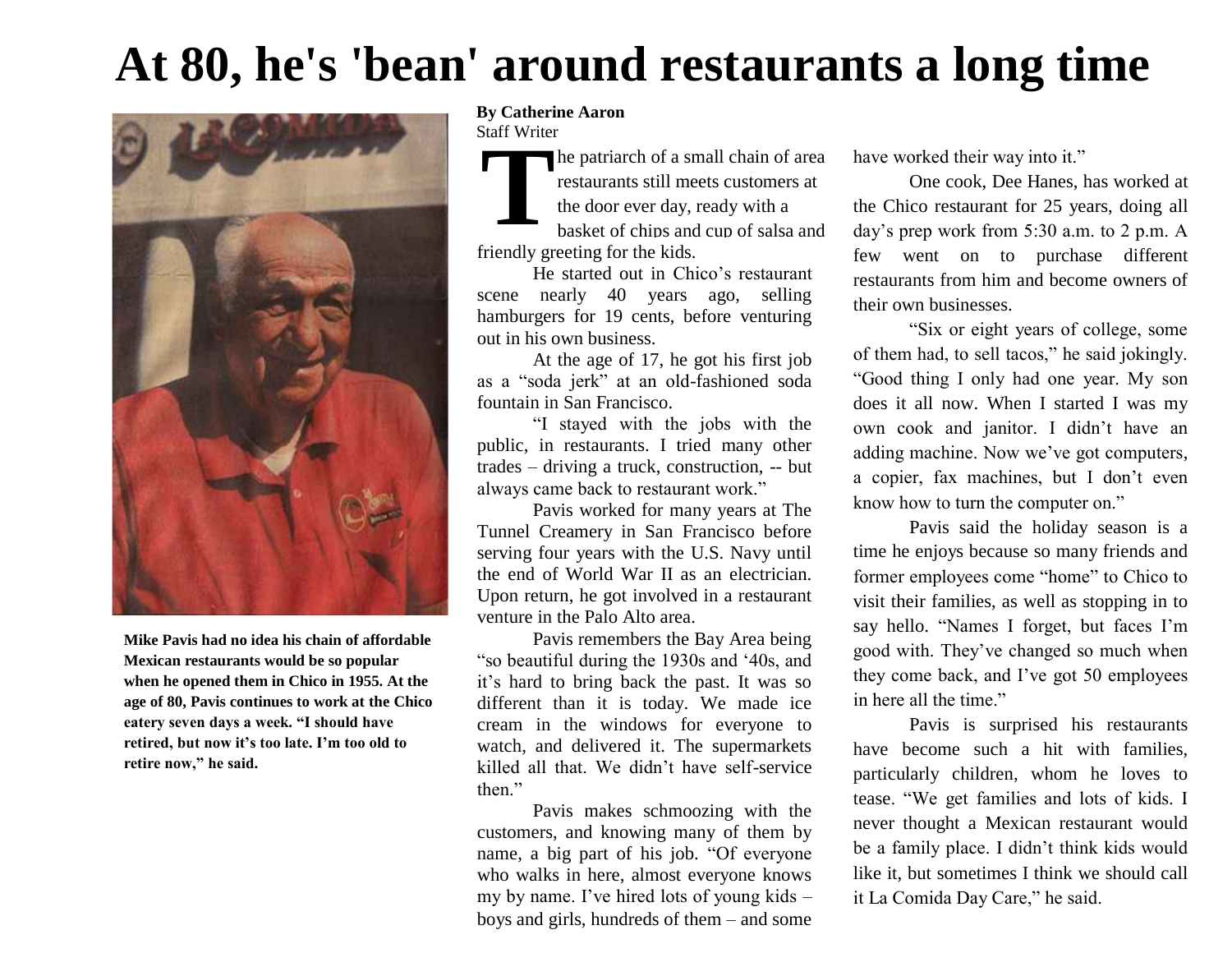# At 80, he's 'bean' around restaurants a long time

**Mike Pavis had no idea his chain of affordable Mexican restaurants would be so popular when he opened them in Chico in 1955. At the age of 80, Pavis continues to work at the Chico eatery seven days a week. "I should have retired, but now it's too late. I'm too old to retire now," he said.**

**By Catherine Aaron**
Staff Writer

The patriarch of a small chain of area restaurants still meets customers at the door ever day, ready with a basket of chips and cup of salsa and friendly greeting for the kids.

He started out in Chico's restaurant scene nearly 40 years ago, selling hamburgers for 19 cents, before venturing out in his own business.

At the age of 17, he got his first job as a "soda jerk" at an old-fashioned soda fountain in San Francisco.

"I stayed with the jobs with the public, in restaurants. I tried many other trades – driving a truck, construction, -- but always came back to restaurant work."

Pavis worked for many years at The Tunnel Creamery in San Francisco before serving four years with the U.S. Navy until the end of World War II as an electrician. Upon return, he got involved in a restaurant venture in the Palo Alto area.

Pavis remembers the Bay Area being "so beautiful during the 1930s and '40s, and it's hard to bring back the past. It was so different than it is today. We made ice cream in the windows for everyone to watch, and delivered it. The supermarkets killed all that. We didn't have self-service then."

Pavis makes schmoozing with the customers, and knowing many of them by name, a big part of his job. "Of everyone who walks in here, almost everyone knows my by name. I've hired lots of young kids – boys and girls, hundreds of them – and some have worked their way into it."

One cook, Dee Hanes, has worked at the Chico restaurant for 25 years, doing all day's prep work from 5:30 a.m. to 2 p.m. A few went on to purchase different restaurants from him and become owners of their own businesses.

"Six or eight years of college, some of them had, to sell tacos," he said jokingly. "Good thing I only had one year. My son does it all now. When I started I was my own cook and janitor. I didn't have an adding machine. Now we've got computers, a copier, fax machines, but I don't even know how to turn the computer on."

Pavis said the holiday season is a time he enjoys because so many friends and former employees come "home" to Chico to visit their families, as well as stopping in to say hello. "Names I forget, but faces I'm good with. They've changed so much when they come back, and I've got 50 employees in here all the time."

Pavis is surprised his restaurants have become such a hit with families, particularly children, whom he loves to tease. "We get families and lots of kids. I never thought a Mexican restaurant would be a family place. I didn't think kids would like it, but sometimes I think we should call it La Comida Day Care," he said.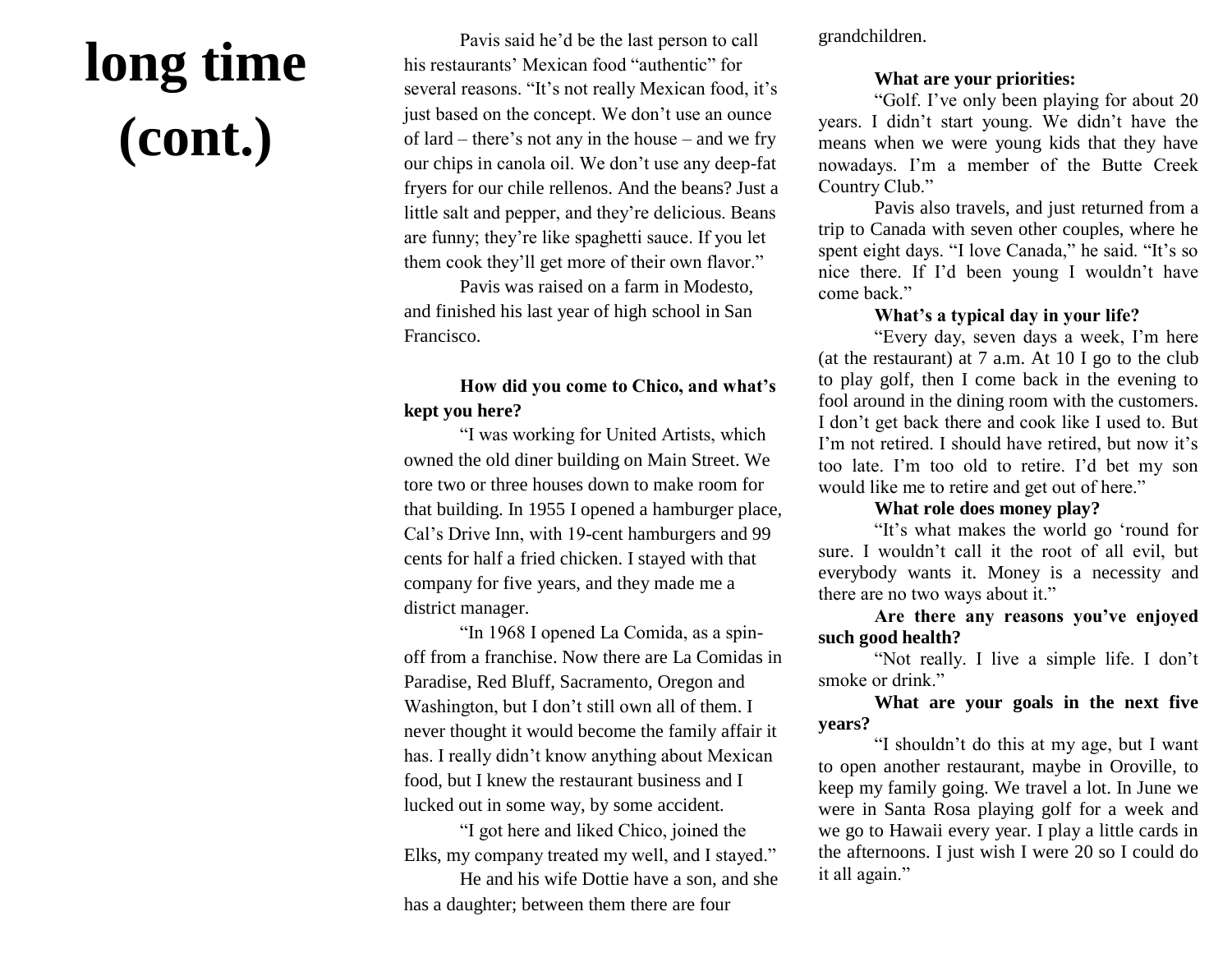# long time (cont.)

Pavis said he'd be the last person to call his restaurants' Mexican food "authentic" for several reasons. "It's not really Mexican food, it's just based on the concept. We don't use an ounce of lard – there's not any in the house – and we fry our chips in canola oil. We don't use any deep-fat fryers for our chile rellenos. And the beans? Just a little salt and pepper, and they're delicious. Beans are funny; they're like spaghetti sauce. If you let them cook they'll get more of their own flavor."

Pavis was raised on a farm in Modesto, and finished his last year of high school in San Francisco.

**How did you come to Chico, and what's kept you here?**

"I was working for United Artists, which owned the old diner building on Main Street. We tore two or three houses down to make room for that building. In 1955 I opened a hamburger place, Cal's Drive Inn, with 19-cent hamburgers and 99 cents for half a fried chicken. I stayed with that company for five years, and they made me a district manager.

"In 1968 I opened La Comida, as a spin-off from a franchise. Now there are La Comidas in Paradise, Red Bluff, Sacramento, Oregon and Washington, but I don't still own all of them. I never thought it would become the family affair it has. I really didn't know anything about Mexican food, but I knew the restaurant business and I lucked out in some way, by some accident.

"I got here and liked Chico, joined the Elks, my company treated my well, and I stayed."

He and his wife Dottie have a son, and she has a daughter; between them there are four grandchildren.

**What are your priorities:**

"Golf. I've only been playing for about 20 years. I didn't start young. We didn't have the means when we were young kids that they have nowadays. I'm a member of the Butte Creek Country Club."

Pavis also travels, and just returned from a trip to Canada with seven other couples, where he spent eight days. "I love Canada," he said. "It's so nice there. If I'd been young I wouldn't have come back."

**What's a typical day in your life?**

"Every day, seven days a week, I'm here (at the restaurant) at 7 a.m. At 10 I go to the club to play golf, then I come back in the evening to fool around in the dining room with the customers. I don't get back there and cook like I used to. But I'm not retired. I should have retired, but now it's too late. I'm too old to retire. I'd bet my son would like me to retire and get out of here."

**What role does money play?**

"It's what makes the world go 'round for sure. I wouldn't call it the root of all evil, but everybody wants it. Money is a necessity and there are no two ways about it."

**Are there any reasons you've enjoyed such good health?**

"Not really. I live a simple life. I don't smoke or drink."

**What are your goals in the next five years?**

"I shouldn't do this at my age, but I want to open another restaurant, maybe in Oroville, to keep my family going. We travel a lot. In June we were in Santa Rosa playing golf for a week and we go to Hawaii every year. I play a little cards in the afternoons. I just wish I were 20 so I could do it all again."